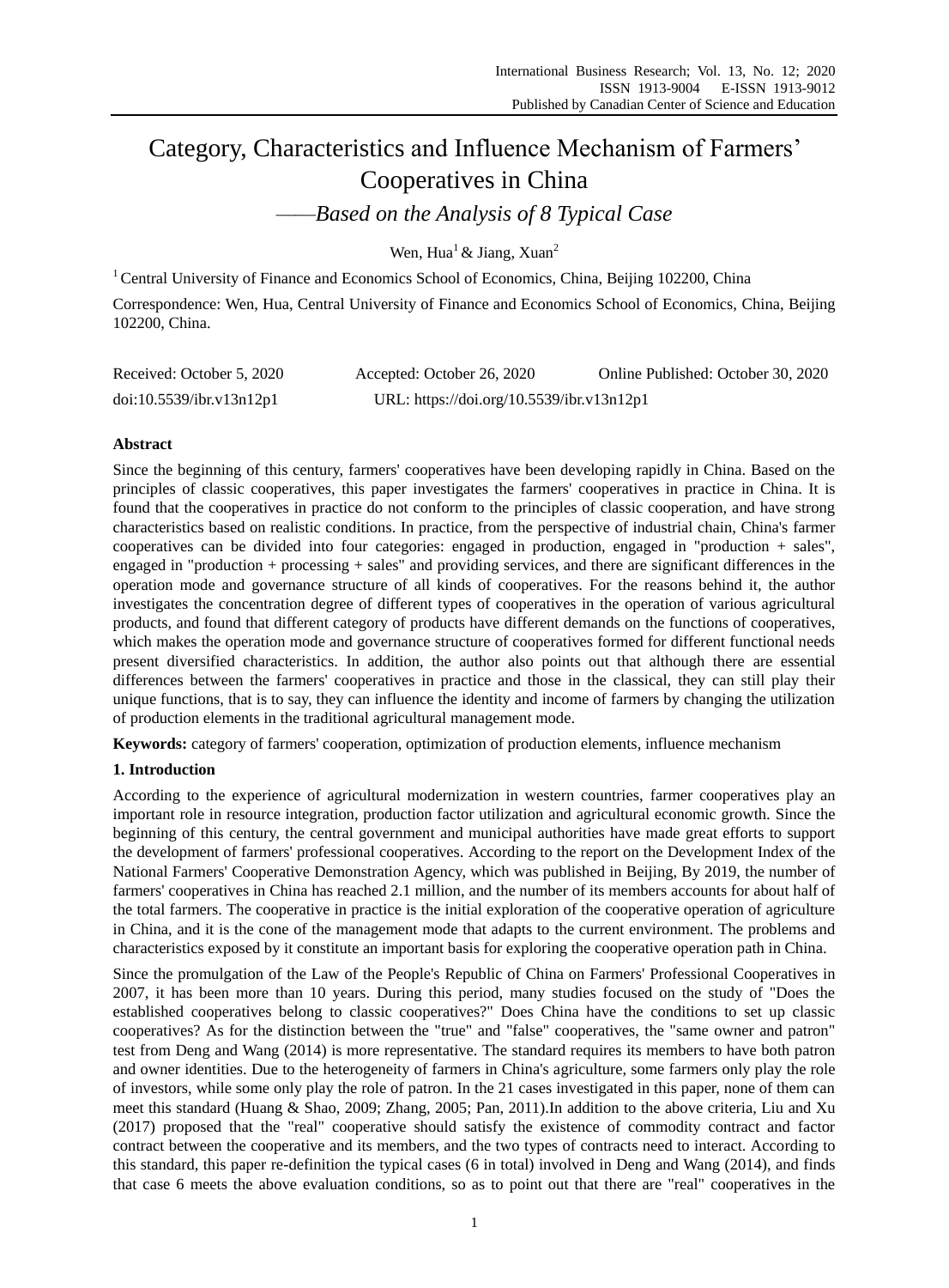# Category, Characteristics and Influence Mechanism of Farmers' Cooperatives in China

## ——*Based on the Analysis of 8 Typical Case*

Wen, Hua[1] & Jiang, Xuan[2]

[1] Central University of Finance and Economics School of Economics, China, Beijing 102200, China

Correspondence: Wen, Hua, Central University of Finance and Economics School of Economics, China, Beijing 102200, China.

Received: October 5, 2020 Accepted: October 26, 2020 Online Published: October 30, 2020

doi:10.5539/ibr.v13n12p1 URL: https://doi.org/10.5539/ibr.v13n12p1

**Abstract**

Since the beginning of this century, farmers' cooperatives have been developing rapidly in China. Based on the principles of classic cooperatives, this paper investigates the farmers' cooperatives in practice in China. It is found that the cooperatives in practice do not conform to the principles of classic cooperation, and have strong characteristics based on realistic conditions. In practice, from the perspective of industrial chain, China's farmer cooperatives can be divided into four categories: engaged in production, engaged in "production + sales", engaged in "production + processing + sales" and providing services, and there are significant differences in the operation mode and governance structure of all kinds of cooperatives. For the reasons behind it, the author investigates the concentration degree of different types of cooperatives in the operation of various agricultural products, and found that different category of products have different demands on the functions of cooperatives, which makes the operation mode and governance structure of cooperatives formed for different functional needs present diversified characteristics. In addition, the author also points out that although there are essential differences between the farmers' cooperatives in practice and those in the classical, they can still play their unique functions, that is to say, they can influence the identity and income of farmers by changing the utilization of production elements in the traditional agricultural management mode.

**Keywords:** category of farmers' cooperation, optimization of production elements, influence mechanism

## 1. Introduction

According to the experience of agricultural modernization in western countries, farmer cooperatives play an important role in resource integration, production factor utilization and agricultural economic growth. Since the beginning of this century, the central government and municipal authorities have made great efforts to support the development of farmers' professional cooperatives. According to the report on the Development Index of the National Farmers' Cooperative Demonstration Agency, which was published in Beijing, By 2019, the number of farmers' cooperatives in China has reached 2.1 million, and the number of its members accounts for about half of the total farmers. The cooperative in practice is the initial exploration of the cooperative operation of agriculture in China, and it is the cone of the management mode that adapts to the current environment. The problems and characteristics exposed by it constitute an important basis for exploring the cooperative operation path in China.

Since the promulgation of the Law of the People's Republic of China on Farmers' Professional Cooperatives in 2007, it has been more than 10 years. During this period, many studies focused on the study of "Does the established cooperatives belong to classic cooperatives?" Does China have the conditions to set up classic cooperatives? As for the distinction between the "true" and "false" cooperatives, the "same owner and patron" test from Deng and Wang (2014) is more representative. The standard requires its members to have both patron and owner identities. Due to the heterogeneity of farmers in China's agriculture, some farmers only play the role of investors, while some only play the role of patron. In the 21 cases investigated in this paper, none of them can meet this standard (Huang & Shao, 2009; Zhang, 2005; Pan, 2011).In addition to the above criteria, Liu and Xu (2017) proposed that the "real" cooperative should satisfy the existence of commodity contract and factor contract between the cooperative and its members, and the two types of contracts need to interact. According to this standard, this paper re-definition the typical cases (6 in total) involved in Deng and Wang (2014), and finds that case 6 meets the above evaluation conditions, so as to point out that there are "real" cooperatives in the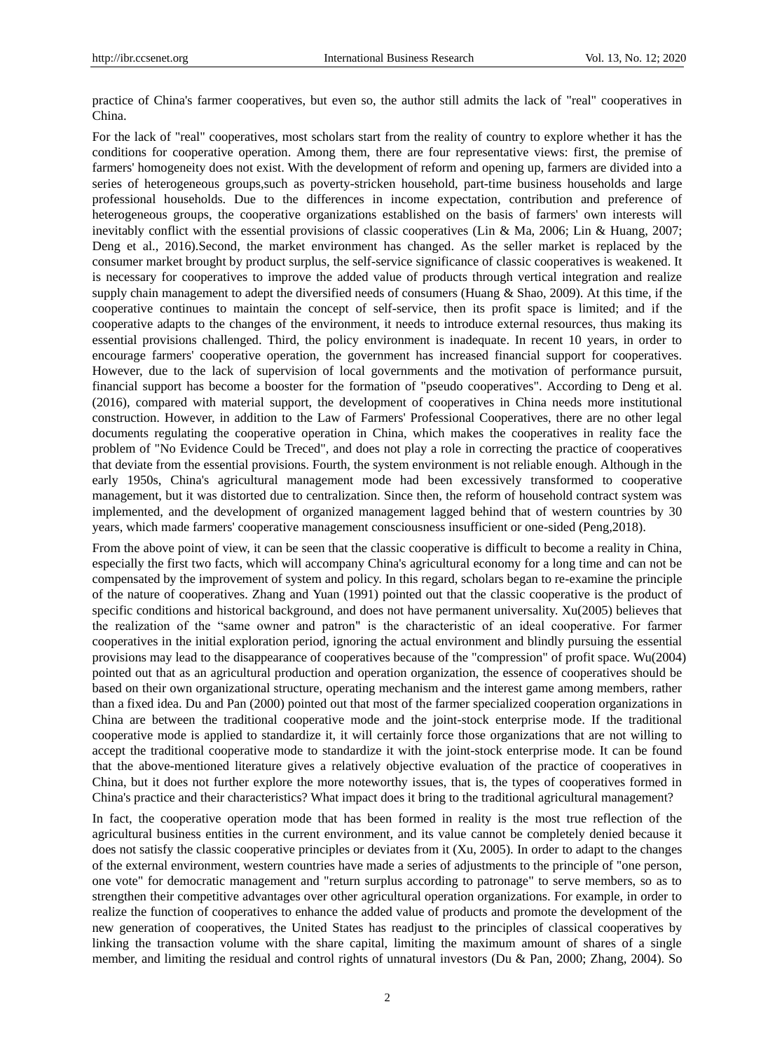practice of China's farmer cooperatives, but even so, the author still admits the lack of "real" cooperatives in China.

For the lack of "real" cooperatives, most scholars start from the reality of country to explore whether it has the conditions for cooperative operation. Among them, there are four representative views: first, the premise of farmers' homogeneity does not exist. With the development of reform and opening up, farmers are divided into a series of heterogeneous groups,such as poverty-stricken household, part-time business households and large professional households. Due to the differences in income expectation, contribution and preference of heterogeneous groups, the cooperative organizations established on the basis of farmers' own interests will inevitably conflict with the essential provisions of classic cooperatives (Lin & Ma, 2006; Lin & Huang, 2007; Deng et al., 2016).Second, the market environment has changed. As the seller market is replaced by the consumer market brought by product surplus, the self-service significance of classic cooperatives is weakened. It is necessary for cooperatives to improve the added value of products through vertical integration and realize supply chain management to adept the diversified needs of consumers (Huang & Shao, 2009). At this time, if the cooperative continues to maintain the concept of self-service, then its profit space is limited; and if the cooperative adapts to the changes of the environment, it needs to introduce external resources, thus making its essential provisions challenged. Third, the policy environment is inadequate. In recent 10 years, in order to encourage farmers' cooperative operation, the government has increased financial support for cooperatives. However, due to the lack of supervision of local governments and the motivation of performance pursuit, financial support has become a booster for the formation of "pseudo cooperatives". According to Deng et al. (2016), compared with material support, the development of cooperatives in China needs more institutional construction. However, in addition to the Law of Farmers' Professional Cooperatives, there are no other legal documents regulating the cooperative operation in China, which makes the cooperatives in reality face the problem of "No Evidence Could be Treced", and does not play a role in correcting the practice of cooperatives that deviate from the essential provisions. Fourth, the system environment is not reliable enough. Although in the early 1950s, China's agricultural management mode had been excessively transformed to cooperative management, but it was distorted due to centralization. Since then, the reform of household contract system was implemented, and the development of organized management lagged behind that of western countries by 30 years, which made farmers' cooperative management consciousness insufficient or one-sided (Peng,2018).

From the above point of view, it can be seen that the classic cooperative is difficult to become a reality in China, especially the first two facts, which will accompany China's agricultural economy for a long time and can not be compensated by the improvement of system and policy. In this regard, scholars began to re-examine the principle of the nature of cooperatives. Zhang and Yuan (1991) pointed out that the classic cooperative is the product of specific conditions and historical background, and does not have permanent universality. Xu(2005) believes that the realization of the "same owner and patron" is the characteristic of an ideal cooperative. For farmer cooperatives in the initial exploration period, ignoring the actual environment and blindly pursuing the essential provisions may lead to the disappearance of cooperatives because of the "compression" of profit space. Wu(2004) pointed out that as an agricultural production and operation organization, the essence of cooperatives should be based on their own organizational structure, operating mechanism and the interest game among members, rather than a fixed idea. Du and Pan (2000) pointed out that most of the farmer specialized cooperation organizations in China are between the traditional cooperative mode and the joint-stock enterprise mode. If the traditional cooperative mode is applied to standardize it, it will certainly force those organizations that are not willing to accept the traditional cooperative mode to standardize it with the joint-stock enterprise mode. It can be found that the above-mentioned literature gives a relatively objective evaluation of the practice of cooperatives in China, but it does not further explore the more noteworthy issues, that is, the types of cooperatives formed in China's practice and their characteristics? What impact does it bring to the traditional agricultural management?

In fact, the cooperative operation mode that has been formed in reality is the most true reflection of the agricultural business entities in the current environment, and its value cannot be completely denied because it does not satisfy the classic cooperative principles or deviates from it (Xu, 2005). In order to adapt to the changes of the external environment, western countries have made a series of adjustments to the principle of "one person, one vote" for democratic management and "return surplus according to patronage" to serve members, so as to strengthen their competitive advantages over other agricultural operation organizations. For example, in order to realize the function of cooperatives to enhance the added value of products and promote the development of the new generation of cooperatives, the United States has readjust to the principles of classical cooperatives by linking the transaction volume with the share capital, limiting the maximum amount of shares of a single member, and limiting the residual and control rights of unnatural investors (Du & Pan, 2000; Zhang, 2004). So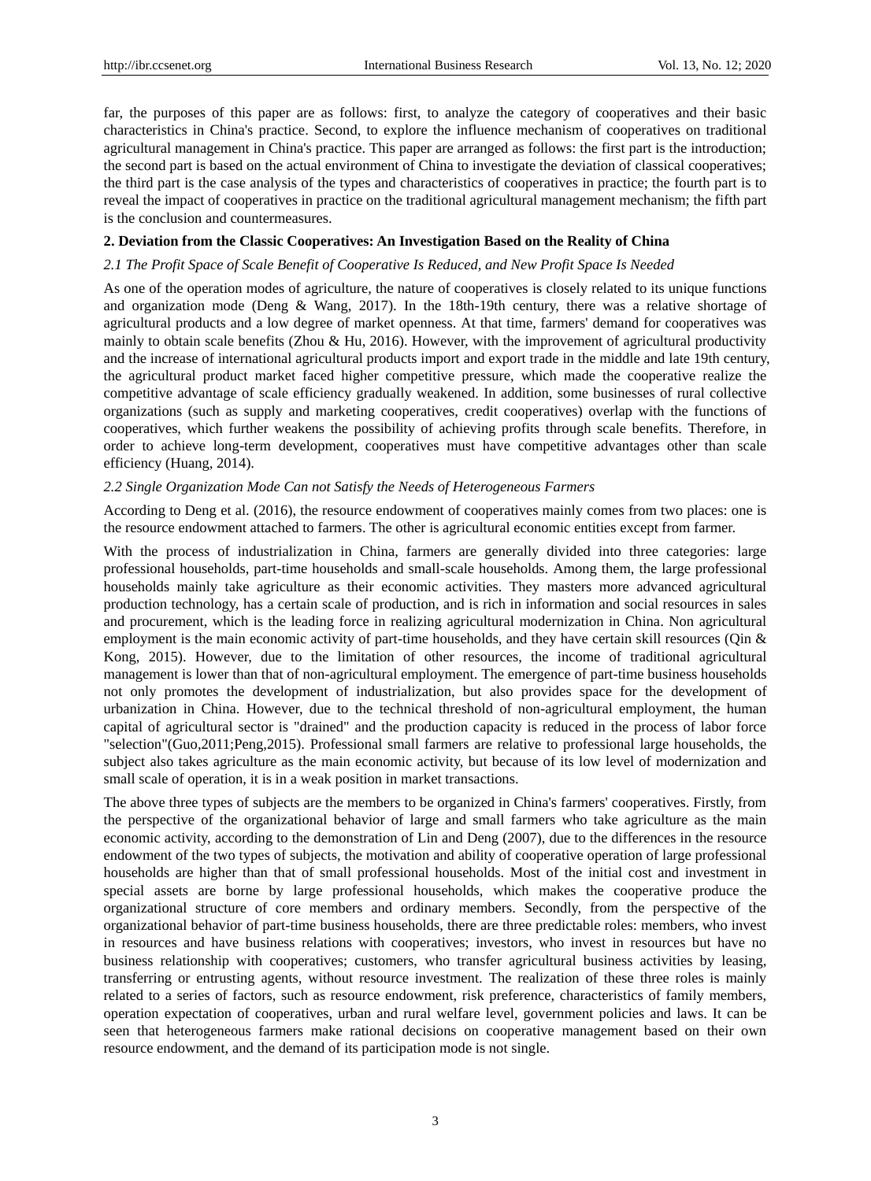far, the purposes of this paper are as follows: first, to analyze the category of cooperatives and their basic characteristics in China's practice. Second, to explore the influence mechanism of cooperatives on traditional agricultural management in China's practice. This paper are arranged as follows: the first part is the introduction; the second part is based on the actual environment of China to investigate the deviation of classical cooperatives; the third part is the case analysis of the types and characteristics of cooperatives in practice; the fourth part is to reveal the impact of cooperatives in practice on the traditional agricultural management mechanism; the fifth part is the conclusion and countermeasures.

## 2. Deviation from the Classic Cooperatives: An Investigation Based on the Reality of China

### *2.1 The Profit Space of Scale Benefit of Cooperative Is Reduced, and New Profit Space Is Needed*

As one of the operation modes of agriculture, the nature of cooperatives is closely related to its unique functions and organization mode (Deng & Wang, 2017). In the 18th-19th century, there was a relative shortage of agricultural products and a low degree of market openness. At that time, farmers' demand for cooperatives was mainly to obtain scale benefits (Zhou & Hu, 2016). However, with the improvement of agricultural productivity and the increase of international agricultural products import and export trade in the middle and late 19th century, the agricultural product market faced higher competitive pressure, which made the cooperative realize the competitive advantage of scale efficiency gradually weakened. In addition, some businesses of rural collective organizations (such as supply and marketing cooperatives, credit cooperatives) overlap with the functions of cooperatives, which further weakens the possibility of achieving profits through scale benefits. Therefore, in order to achieve long-term development, cooperatives must have competitive advantages other than scale efficiency (Huang, 2014).

### *2.2 Single Organization Mode Can not Satisfy the Needs of Heterogeneous Farmers*

According to Deng et al. (2016), the resource endowment of cooperatives mainly comes from two places: one is the resource endowment attached to farmers. The other is agricultural economic entities except from farmer.

With the process of industrialization in China, farmers are generally divided into three categories: large professional households, part-time households and small-scale households. Among them, the large professional households mainly take agriculture as their economic activities. They masters more advanced agricultural production technology, has a certain scale of production, and is rich in information and social resources in sales and procurement, which is the leading force in realizing agricultural modernization in China. Non agricultural employment is the main economic activity of part-time households, and they have certain skill resources (Qin & Kong, 2015). However, due to the limitation of other resources, the income of traditional agricultural management is lower than that of non-agricultural employment. The emergence of part-time business households not only promotes the development of industrialization, but also provides space for the development of urbanization in China. However, due to the technical threshold of non-agricultural employment, the human capital of agricultural sector is "drained" and the production capacity is reduced in the process of labor force "selection"(Guo,2011;Peng,2015). Professional small farmers are relative to professional large households, the subject also takes agriculture as the main economic activity, but because of its low level of modernization and small scale of operation, it is in a weak position in market transactions.

The above three types of subjects are the members to be organized in China's farmers' cooperatives. Firstly, from the perspective of the organizational behavior of large and small farmers who take agriculture as the main economic activity, according to the demonstration of Lin and Deng (2007), due to the differences in the resource endowment of the two types of subjects, the motivation and ability of cooperative operation of large professional households are higher than that of small professional households. Most of the initial cost and investment in special assets are borne by large professional households, which makes the cooperative produce the organizational structure of core members and ordinary members. Secondly, from the perspective of the organizational behavior of part-time business households, there are three predictable roles: members, who invest in resources and have business relations with cooperatives; investors, who invest in resources but have no business relationship with cooperatives; customers, who transfer agricultural business activities by leasing, transferring or entrusting agents, without resource investment. The realization of these three roles is mainly related to a series of factors, such as resource endowment, risk preference, characteristics of family members, operation expectation of cooperatives, urban and rural welfare level, government policies and laws. It can be seen that heterogeneous farmers make rational decisions on cooperative management based on their own resource endowment, and the demand of its participation mode is not single.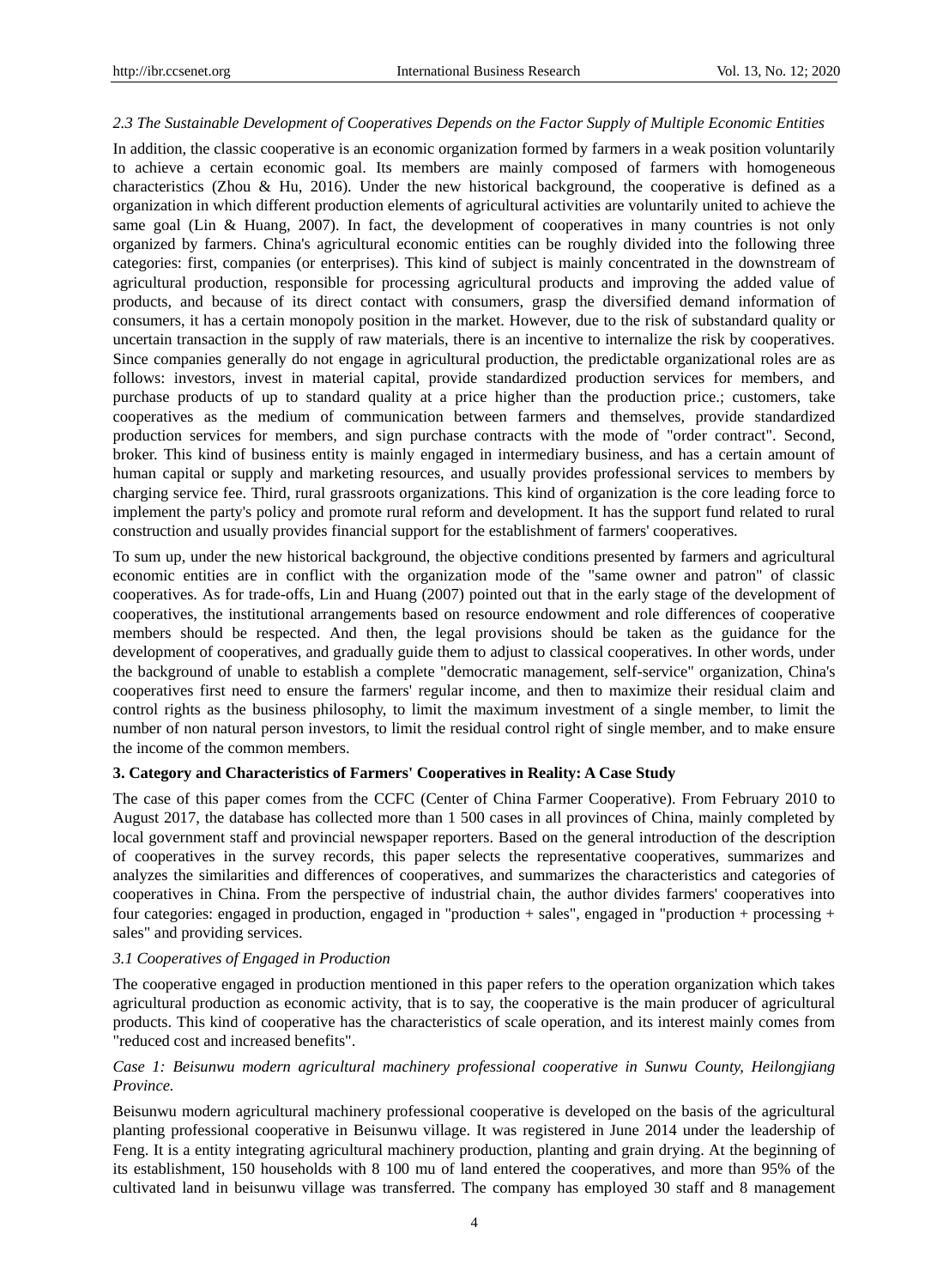### *2.3 The Sustainable Development of Cooperatives Depends on the Factor Supply of Multiple Economic Entities*

In addition, the classic cooperative is an economic organization formed by farmers in a weak position voluntarily to achieve a certain economic goal. Its members are mainly composed of farmers with homogeneous characteristics (Zhou & Hu, 2016). Under the new historical background, the cooperative is defined as a organization in which different production elements of agricultural activities are voluntarily united to achieve the same goal (Lin & Huang, 2007). In fact, the development of cooperatives in many countries is not only organized by farmers. China's agricultural economic entities can be roughly divided into the following three categories: first, companies (or enterprises). This kind of subject is mainly concentrated in the downstream of agricultural production, responsible for processing agricultural products and improving the added value of products, and because of its direct contact with consumers, grasp the diversified demand information of consumers, it has a certain monopoly position in the market. However, due to the risk of substandard quality or uncertain transaction in the supply of raw materials, there is an incentive to internalize the risk by cooperatives. Since companies generally do not engage in agricultural production, the predictable organizational roles are as follows: investors, invest in material capital, provide standardized production services for members, and purchase products of up to standard quality at a price higher than the production price.; customers, take cooperatives as the medium of communication between farmers and themselves, provide standardized production services for members, and sign purchase contracts with the mode of "order contract". Second, broker. This kind of business entity is mainly engaged in intermediary business, and has a certain amount of human capital or supply and marketing resources, and usually provides professional services to members by charging service fee. Third, rural grassroots organizations. This kind of organization is the core leading force to implement the party's policy and promote rural reform and development. It has the support fund related to rural construction and usually provides financial support for the establishment of farmers' cooperatives.

To sum up, under the new historical background, the objective conditions presented by farmers and agricultural economic entities are in conflict with the organization mode of the "same owner and patron" of classic cooperatives. As for trade-offs, Lin and Huang (2007) pointed out that in the early stage of the development of cooperatives, the institutional arrangements based on resource endowment and role differences of cooperative members should be respected. And then, the legal provisions should be taken as the guidance for the development of cooperatives, and gradually guide them to adjust to classical cooperatives. In other words, under the background of unable to establish a complete "democratic management, self-service" organization, China's cooperatives first need to ensure the farmers' regular income, and then to maximize their residual claim and control rights as the business philosophy, to limit the maximum investment of a single member, to limit the number of non natural person investors, to limit the residual control right of single member, and to make ensure the income of the common members.

## 3. Category and Characteristics of Farmers' Cooperatives in Reality: A Case Study

The case of this paper comes from the CCFC (Center of China Farmer Cooperative). From February 2010 to August 2017, the database has collected more than 1 500 cases in all provinces of China, mainly completed by local government staff and provincial newspaper reporters. Based on the general introduction of the description of cooperatives in the survey records, this paper selects the representative cooperatives, summarizes and analyzes the similarities and differences of cooperatives, and summarizes the characteristics and categories of cooperatives in China. From the perspective of industrial chain, the author divides farmers' cooperatives into four categories: engaged in production, engaged in "production + sales", engaged in "production + processing + sales" and providing services.

### *3.1 Cooperatives of Engaged in Production*

The cooperative engaged in production mentioned in this paper refers to the operation organization which takes agricultural production as economic activity, that is to say, the cooperative is the main producer of agricultural products. This kind of cooperative has the characteristics of scale operation, and its interest mainly comes from "reduced cost and increased benefits".

*Case 1: Beisunwu modern agricultural machinery professional cooperative in Sunwu County, Heilongjiang Province.*

Beisunwu modern agricultural machinery professional cooperative is developed on the basis of the agricultural planting professional cooperative in Beisunwu village. It was registered in June 2014 under the leadership of Feng. It is a entity integrating agricultural machinery production, planting and grain drying. At the beginning of its establishment, 150 households with 8 100 mu of land entered the cooperatives, and more than 95% of the cultivated land in beisunwu village was transferred. The company has employed 30 staff and 8 management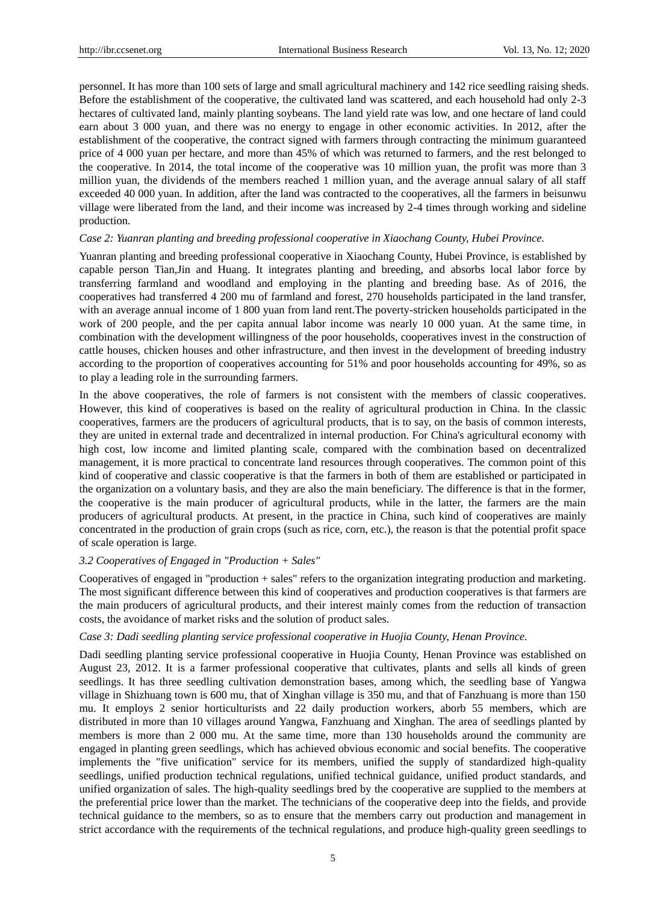personnel. It has more than 100 sets of large and small agricultural machinery and 142 rice seedling raising sheds. Before the establishment of the cooperative, the cultivated land was scattered, and each household had only 2-3 hectares of cultivated land, mainly planting soybeans. The land yield rate was low, and one hectare of land could earn about 3 000 yuan, and there was no energy to engage in other economic activities. In 2012, after the establishment of the cooperative, the contract signed with farmers through contracting the minimum guaranteed price of 4 000 yuan per hectare, and more than 45% of which was returned to farmers, and the rest belonged to the cooperative. In 2014, the total income of the cooperative was 10 million yuan, the profit was more than 3 million yuan, the dividends of the members reached 1 million yuan, and the average annual salary of all staff exceeded 40 000 yuan. In addition, after the land was contracted to the cooperatives, all the farmers in beisunwu village were liberated from the land, and their income was increased by 2-4 times through working and sideline production.

*Case 2: Yuanran planting and breeding professional cooperative in Xiaochang County, Hubei Province.*

Yuanran planting and breeding professional cooperative in Xiaochang County, Hubei Province, is established by capable person Tian,Jin and Huang. It integrates planting and breeding, and absorbs local labor force by transferring farmland and woodland and employing in the planting and breeding base. As of 2016, the cooperatives had transferred 4 200 mu of farmland and forest, 270 households participated in the land transfer, with an average annual income of 1 800 yuan from land rent.The poverty-stricken households participated in the work of 200 people, and the per capita annual labor income was nearly 10 000 yuan. At the same time, in combination with the development willingness of the poor households, cooperatives invest in the construction of cattle houses, chicken houses and other infrastructure, and then invest in the development of breeding industry according to the proportion of cooperatives accounting for 51% and poor households accounting for 49%, so as to play a leading role in the surrounding farmers.

In the above cooperatives, the role of farmers is not consistent with the members of classic cooperatives. However, this kind of cooperatives is based on the reality of agricultural production in China. In the classic cooperatives, farmers are the producers of agricultural products, that is to say, on the basis of common interests, they are united in external trade and decentralized in internal production. For China's agricultural economy with high cost, low income and limited planting scale, compared with the combination based on decentralized management, it is more practical to concentrate land resources through cooperatives. The common point of this kind of cooperative and classic cooperative is that the farmers in both of them are established or participated in the organization on a voluntary basis, and they are also the main beneficiary. The difference is that in the former, the cooperative is the main producer of agricultural products, while in the latter, the farmers are the main producers of agricultural products. At present, in the practice in China, such kind of cooperatives are mainly concentrated in the production of grain crops (such as rice, corn, etc.), the reason is that the potential profit space of scale operation is large.

### *3.2 Cooperatives of Engaged in "Production + Sales"*

Cooperatives of engaged in "production + sales" refers to the organization integrating production and marketing. The most significant difference between this kind of cooperatives and production cooperatives is that farmers are the main producers of agricultural products, and their interest mainly comes from the reduction of transaction costs, the avoidance of market risks and the solution of product sales.

*Case 3: Dadi seedling planting service professional cooperative in Huojia County, Henan Province.*

Dadi seedling planting service professional cooperative in Huojia County, Henan Province was established on August 23, 2012. It is a farmer professional cooperative that cultivates, plants and sells all kinds of green seedlings. It has three seedling cultivation demonstration bases, among which, the seedling base of Yangwa village in Shizhuang town is 600 mu, that of Xinghan village is 350 mu, and that of Fanzhuang is more than 150 mu. It employs 2 senior horticulturists and 22 daily production workers, aborb 55 members, which are distributed in more than 10 villages around Yangwa, Fanzhuang and Xinghan. The area of seedlings planted by members is more than 2 000 mu. At the same time, more than 130 households around the community are engaged in planting green seedlings, which has achieved obvious economic and social benefits. The cooperative implements the "five unification" service for its members, unified the supply of standardized high-quality seedlings, unified production technical regulations, unified technical guidance, unified product standards, and unified organization of sales. The high-quality seedlings bred by the cooperative are supplied to the members at the preferential price lower than the market. The technicians of the cooperative deep into the fields, and provide technical guidance to the members, so as to ensure that the members carry out production and management in strict accordance with the requirements of the technical regulations, and produce high-quality green seedlings to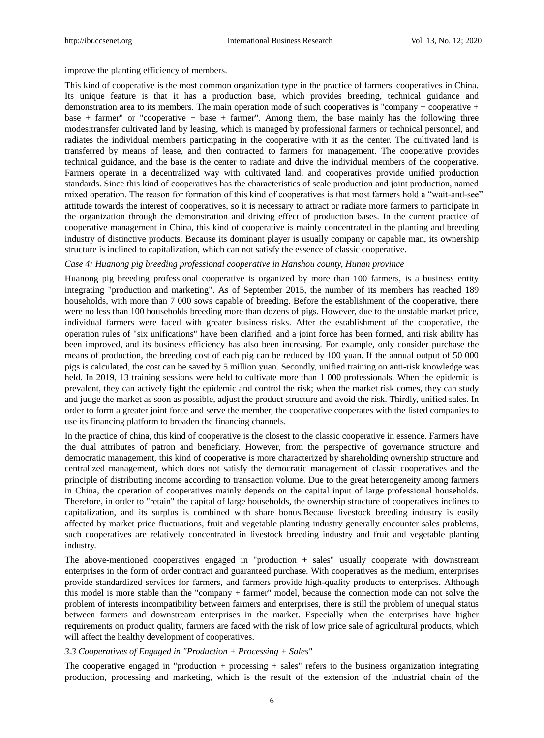improve the planting efficiency of members.

This kind of cooperative is the most common organization type in the practice of farmers' cooperatives in China. Its unique feature is that it has a production base, which provides breeding, technical guidance and demonstration area to its members. The main operation mode of such cooperatives is "company + cooperative + base + farmer" or "cooperative + base + farmer". Among them, the base mainly has the following three modes:transfer cultivated land by leasing, which is managed by professional farmers or technical personnel, and radiates the individual members participating in the cooperative with it as the center. The cultivated land is transferred by means of lease, and then contracted to farmers for management. The cooperative provides technical guidance, and the base is the center to radiate and drive the individual members of the cooperative. Farmers operate in a decentralized way with cultivated land, and cooperatives provide unified production standards. Since this kind of cooperatives has the characteristics of scale production and joint production, named mixed operation. The reason for formation of this kind of cooperatives is that most farmers hold a "wait-and-see" attitude towards the interest of cooperatives, so it is necessary to attract or radiate more farmers to participate in the organization through the demonstration and driving effect of production bases. In the current practice of cooperative management in China, this kind of cooperative is mainly concentrated in the planting and breeding industry of distinctive products. Because its dominant player is usually company or capable man, its ownership structure is inclined to capitalization, which can not satisfy the essence of classic cooperative.

*Case 4: Huanong pig breeding professional cooperative in Hanshou county, Hunan province*

Huanong pig breeding professional cooperative is organized by more than 100 farmers, is a business entity integrating "production and marketing". As of September 2015, the number of its members has reached 189 households, with more than 7 000 sows capable of breeding. Before the establishment of the cooperative, there were no less than 100 households breeding more than dozens of pigs. However, due to the unstable market price, individual farmers were faced with greater business risks. After the establishment of the cooperative, the operation rules of "six unifications" have been clarified, and a joint force has been formed, anti risk ability has been improved, and its business efficiency has also been increasing. For example, only consider purchase the means of production, the breeding cost of each pig can be reduced by 100 yuan. If the annual output of 50 000 pigs is calculated, the cost can be saved by 5 million yuan. Secondly, unified training on anti-risk knowledge was held. In 2019, 13 training sessions were held to cultivate more than 1 000 professionals. When the epidemic is prevalent, they can actively fight the epidemic and control the risk; when the market risk comes, they can study and judge the market as soon as possible, adjust the product structure and avoid the risk. Thirdly, unified sales. In order to form a greater joint force and serve the member, the cooperative cooperates with the listed companies to use its financing platform to broaden the financing channels.

In the practice of china, this kind of cooperative is the closest to the classic cooperative in essence. Farmers have the dual attributes of patron and beneficiary. However, from the perspective of governance structure and democratic management, this kind of cooperative is more characterized by shareholding ownership structure and centralized management, which does not satisfy the democratic management of classic cooperatives and the principle of distributing income according to transaction volume. Due to the great heterogeneity among farmers in China, the operation of cooperatives mainly depends on the capital input of large professional households. Therefore, in order to "retain" the capital of large households, the ownership structure of cooperatives inclines to capitalization, and its surplus is combined with share bonus.Because livestock breeding industry is easily affected by market price fluctuations, fruit and vegetable planting industry generally encounter sales problems, such cooperatives are relatively concentrated in livestock breeding industry and fruit and vegetable planting industry.

The above-mentioned cooperatives engaged in "production + sales" usually cooperate with downstream enterprises in the form of order contract and guaranteed purchase. With cooperatives as the medium, enterprises provide standardized services for farmers, and farmers provide high-quality products to enterprises. Although this model is more stable than the "company + farmer" model, because the connection mode can not solve the problem of interests incompatibility between farmers and enterprises, there is still the problem of unequal status between farmers and downstream enterprises in the market. Especially when the enterprises have higher requirements on product quality, farmers are faced with the risk of low price sale of agricultural products, which will affect the healthy development of cooperatives.

### *3.3 Cooperatives of Engaged in "Production + Processing + Sales"*

The cooperative engaged in "production + processing + sales" refers to the business organization integrating production, processing and marketing, which is the result of the extension of the industrial chain of the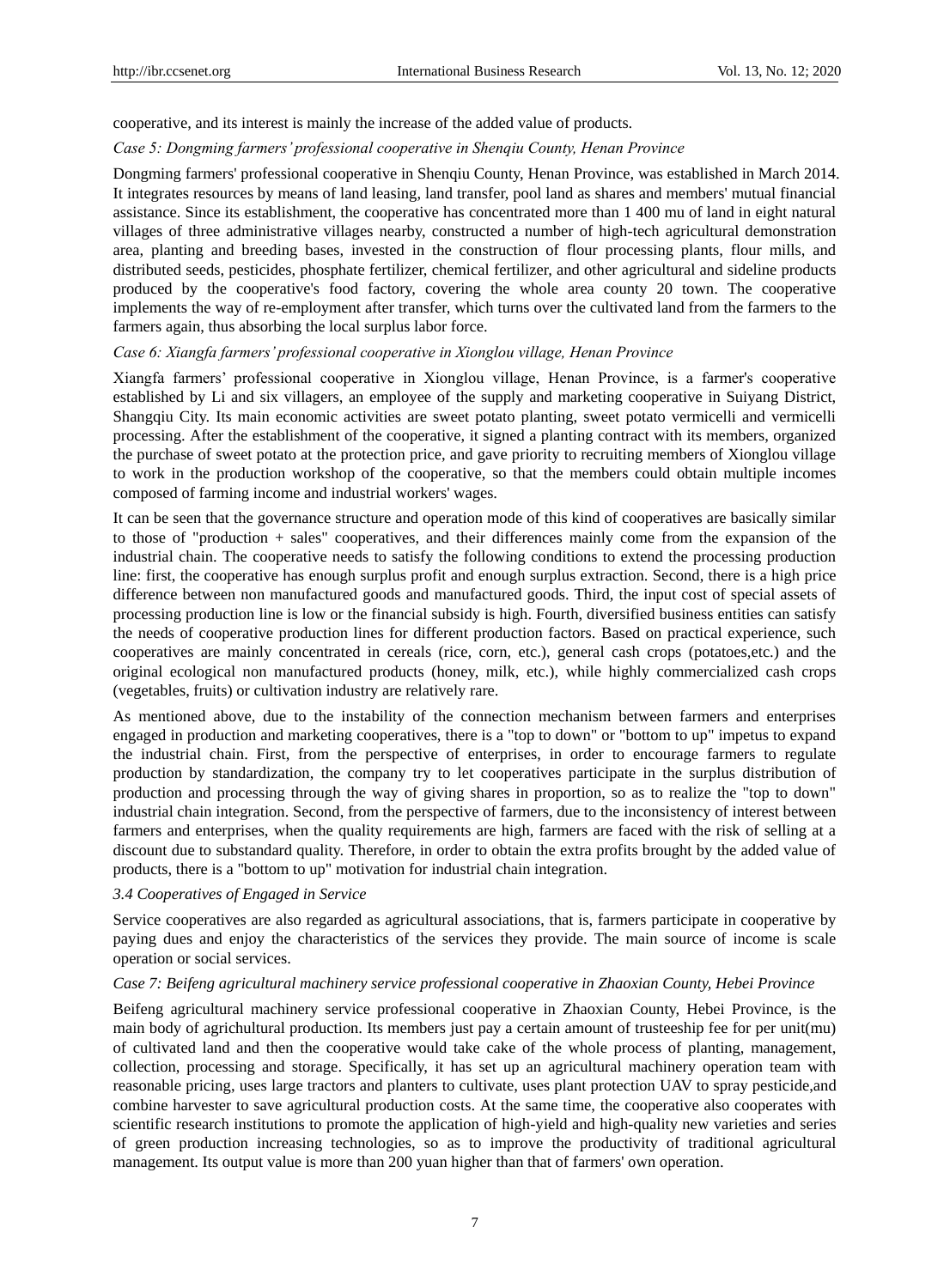cooperative, and its interest is mainly the increase of the added value of products.

*Case 5: Dongming farmers' professional cooperative in Shenqiu County, Henan Province*

Dongming farmers' professional cooperative in Shenqiu County, Henan Province, was established in March 2014. It integrates resources by means of land leasing, land transfer, pool land as shares and members' mutual financial assistance. Since its establishment, the cooperative has concentrated more than 1 400 mu of land in eight natural villages of three administrative villages nearby, constructed a number of high-tech agricultural demonstration area, planting and breeding bases, invested in the construction of flour processing plants, flour mills, and distributed seeds, pesticides, phosphate fertilizer, chemical fertilizer, and other agricultural and sideline products produced by the cooperative's food factory, covering the whole area county 20 town. The cooperative implements the way of re-employment after transfer, which turns over the cultivated land from the farmers to the farmers again, thus absorbing the local surplus labor force.

*Case 6: Xiangfa farmers' professional cooperative in Xionglou village, Henan Province*

Xiangfa farmers' professional cooperative in Xionglou village, Henan Province, is a farmer's cooperative established by Li and six villagers, an employee of the supply and marketing cooperative in Suiyang District, Shangqiu City. Its main economic activities are sweet potato planting, sweet potato vermicelli and vermicelli processing. After the establishment of the cooperative, it signed a planting contract with its members, organized the purchase of sweet potato at the protection price, and gave priority to recruiting members of Xionglou village to work in the production workshop of the cooperative, so that the members could obtain multiple incomes composed of farming income and industrial workers' wages.

It can be seen that the governance structure and operation mode of this kind of cooperatives are basically similar to those of "production + sales" cooperatives, and their differences mainly come from the expansion of the industrial chain. The cooperative needs to satisfy the following conditions to extend the processing production line: first, the cooperative has enough surplus profit and enough surplus extraction. Second, there is a high price difference between non manufactured goods and manufactured goods. Third, the input cost of special assets of processing production line is low or the financial subsidy is high. Fourth, diversified business entities can satisfy the needs of cooperative production lines for different production factors. Based on practical experience, such cooperatives are mainly concentrated in cereals (rice, corn, etc.), general cash crops (potatoes,etc.) and the original ecological non manufactured products (honey, milk, etc.), while highly commercialized cash crops (vegetables, fruits) or cultivation industry are relatively rare.

As mentioned above, due to the instability of the connection mechanism between farmers and enterprises engaged in production and marketing cooperatives, there is a "top to down" or "bottom to up" impetus to expand the industrial chain. First, from the perspective of enterprises, in order to encourage farmers to regulate production by standardization, the company try to let cooperatives participate in the surplus distribution of production and processing through the way of giving shares in proportion, so as to realize the "top to down" industrial chain integration. Second, from the perspective of farmers, due to the inconsistency of interest between farmers and enterprises, when the quality requirements are high, farmers are faced with the risk of selling at a discount due to substandard quality. Therefore, in order to obtain the extra profits brought by the added value of products, there is a "bottom to up" motivation for industrial chain integration.

### 3.4 Cooperatives of Engaged in Service

Service cooperatives are also regarded as agricultural associations, that is, farmers participate in cooperative by paying dues and enjoy the characteristics of the services they provide. The main source of income is scale operation or social services.

*Case 7: Beifeng agricultural machinery service professional cooperative in Zhaoxian County, Hebei Province*

Beifeng agricultural machinery service professional cooperative in Zhaoxian County, Hebei Province, is the main body of agrichultural production. Its members just pay a certain amount of trusteeship fee for per unit(mu) of cultivated land and then the cooperative would take cake of the whole process of planting, management, collection, processing and storage. Specifically, it has set up an agricultural machinery operation team with reasonable pricing, uses large tractors and planters to cultivate, uses plant protection UAV to spray pesticide,and combine harvester to save agricultural production costs. At the same time, the cooperative also cooperates with scientific research institutions to promote the application of high-yield and high-quality new varieties and series of green production increasing technologies, so as to improve the productivity of traditional agricultural management. Its output value is more than 200 yuan higher than that of farmers' own operation.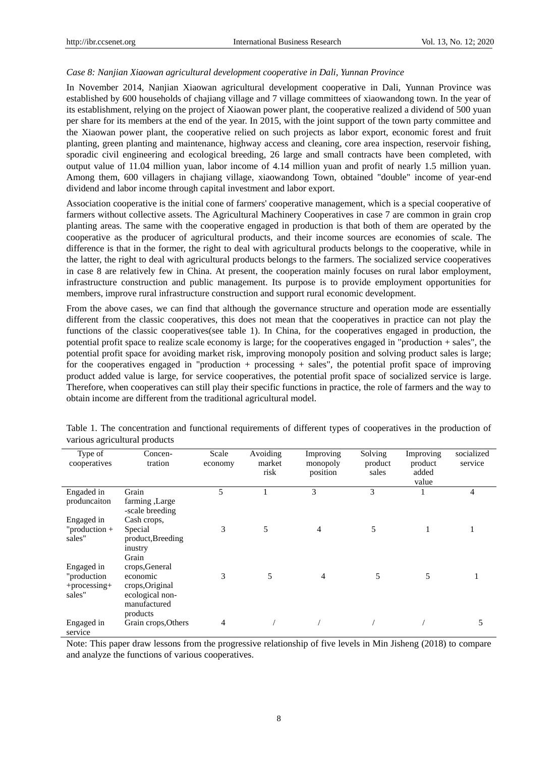*Case 8: Nanjian Xiaowan agricultural development cooperative in Dali, Yunnan Province*

In November 2014, Nanjian Xiaowan agricultural development cooperative in Dali, Yunnan Province was established by 600 households of chajiang village and 7 village committees of xiaowandong town. In the year of its establishment, relying on the project of Xiaowan power plant, the cooperative realized a dividend of 500 yuan per share for its members at the end of the year. In 2015, with the joint support of the town party committee and the Xiaowan power plant, the cooperative relied on such projects as labor export, economic forest and fruit planting, green planting and maintenance, highway access and cleaning, core area inspection, reservoir fishing, sporadic civil engineering and ecological breeding, 26 large and small contracts have been completed, with output value of 11.04 million yuan, labor income of 4.14 million yuan and profit of nearly 1.5 million yuan. Among them, 600 villagers in chajiang village, xiaowandong Town, obtained "double" income of year-end dividend and labor income through capital investment and labor export.

Association cooperative is the initial cone of farmers' cooperative management, which is a special cooperative of farmers without collective assets. The Agricultural Machinery Cooperatives in case 7 are common in grain crop planting areas. The same with the cooperative engaged in production is that both of them are operated by the cooperative as the producer of agricultural products, and their income sources are economies of scale. The difference is that in the former, the right to deal with agricultural products belongs to the cooperative, while in the latter, the right to deal with agricultural products belongs to the farmers. The socialized service cooperatives in case 8 are relatively few in China. At present, the cooperation mainly focuses on rural labor employment, infrastructure construction and public management. Its purpose is to provide employment opportunities for members, improve rural infrastructure construction and support rural economic development.

From the above cases, we can find that although the governance structure and operation mode are essentially different from the classic cooperatives, this does not mean that the cooperatives in practice can not play the functions of the classic cooperatives(see table 1). In China, for the cooperatives engaged in production, the potential profit space to realize scale economy is large; for the cooperatives engaged in "production + sales", the potential profit space for avoiding market risk, improving monopoly position and solving product sales is large; for the cooperatives engaged in "production + processing + sales", the potential profit space of improving product added value is large, for service cooperatives, the potential profit space of socialized service is large. Therefore, when cooperatives can still play their specific functions in practice, the role of farmers and the way to obtain income are different from the traditional agricultural model.

Table 1. The concentration and functional requirements of different types of cooperatives in the production of various agricultural products

| Type of cooperatives | Concen-tration | Scale economy | Avoiding market risk | Improving monopoly position | Solving product sales | Improving product added value | socialized service |
|---|---|---|---|---|---|---|---|
| Engaded in produncaiton | Grain farming ,Large -scale breeding | 5 | 1 | 3 | 3 | 1 | 4 |
| Engaged in "production + sales" | Cash crops, Special product,Breeding inustry | 3 | 5 | 4 | 5 | 1 | 1 |
| Engaged in "production +processing+ sales" | Grain crops,General economic crops,Original ecological non-manufactured products | 3 | 5 | 4 | 5 | 5 | 1 |
| Engaged in service | Grain crops,Others | 4 | / | / | / | / | 5 |

Note: This paper draw lessons from the progressive relationship of five levels in Min Jisheng (2018) to compare and analyze the functions of various cooperatives.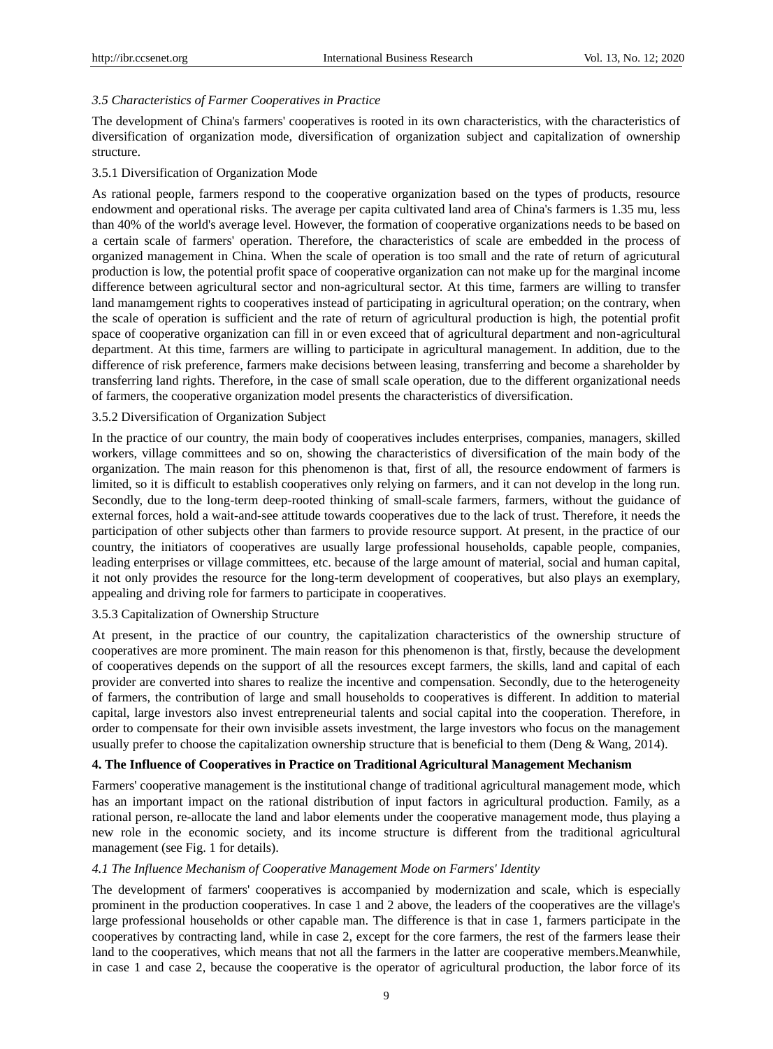### *3.5 Characteristics of Farmer Cooperatives in Practice*

The development of China's farmers' cooperatives is rooted in its own characteristics, with the characteristics of diversification of organization mode, diversification of organization subject and capitalization of ownership structure.

#### 3.5.1 Diversification of Organization Mode

As rational people, farmers respond to the cooperative organization based on the types of products, resource endowment and operational risks. The average per capita cultivated land area of China's farmers is 1.35 mu, less than 40% of the world's average level. However, the formation of cooperative organizations needs to be based on a certain scale of farmers' operation. Therefore, the characteristics of scale are embedded in the process of organized management in China. When the scale of operation is too small and the rate of return of agricutural production is low, the potential profit space of cooperative organization can not make up for the marginal income difference between agricultural sector and non-agricultural sector. At this time, farmers are willing to transfer land manamgement rights to cooperatives instead of participating in agricultural operation; on the contrary, when the scale of operation is sufficient and the rate of return of agricultural production is high, the potential profit space of cooperative organization can fill in or even exceed that of agricultural department and non-agricultural department. At this time, farmers are willing to participate in agricultural management. In addition, due to the difference of risk preference, farmers make decisions between leasing, transferring and become a shareholder by transferring land rights. Therefore, in the case of small scale operation, due to the different organizational needs of farmers, the cooperative organization model presents the characteristics of diversification.

#### 3.5.2 Diversification of Organization Subject

In the practice of our country, the main body of cooperatives includes enterprises, companies, managers, skilled workers, village committees and so on, showing the characteristics of diversification of the main body of the organization. The main reason for this phenomenon is that, first of all, the resource endowment of farmers is limited, so it is difficult to establish cooperatives only relying on farmers, and it can not develop in the long run. Secondly, due to the long-term deep-rooted thinking of small-scale farmers, farmers, without the guidance of external forces, hold a wait-and-see attitude towards cooperatives due to the lack of trust. Therefore, it needs the participation of other subjects other than farmers to provide resource support. At present, in the practice of our country, the initiators of cooperatives are usually large professional households, capable people, companies, leading enterprises or village committees, etc. because of the large amount of material, social and human capital, it not only provides the resource for the long-term development of cooperatives, but also plays an exemplary, appealing and driving role for farmers to participate in cooperatives.

#### 3.5.3 Capitalization of Ownership Structure

At present, in the practice of our country, the capitalization characteristics of the ownership structure of cooperatives are more prominent. The main reason for this phenomenon is that, firstly, because the development of cooperatives depends on the support of all the resources except farmers, the skills, land and capital of each provider are converted into shares to realize the incentive and compensation. Secondly, due to the heterogeneity of farmers, the contribution of large and small households to cooperatives is different. In addition to material capital, large investors also invest entrepreneurial talents and social capital into the cooperation. Therefore, in order to compensate for their own invisible assets investment, the large investors who focus on the management usually prefer to choose the capitalization ownership structure that is beneficial to them (Deng & Wang, 2014).

## 4. The Influence of Cooperatives in Practice on Traditional Agricultural Management Mechanism

Farmers' cooperative management is the institutional change of traditional agricultural management mode, which has an important impact on the rational distribution of input factors in agricultural production. Family, as a rational person, re-allocate the land and labor elements under the cooperative management mode, thus playing a new role in the economic society, and its income structure is different from the traditional agricultural management (see Fig. 1 for details).

### *4.1 The Influence Mechanism of Cooperative Management Mode on Farmers' Identity*

The development of farmers' cooperatives is accompanied by modernization and scale, which is especially prominent in the production cooperatives. In case 1 and 2 above, the leaders of the cooperatives are the village's large professional households or other capable man. The difference is that in case 1, farmers participate in the cooperatives by contracting land, while in case 2, except for the core farmers, the rest of the farmers lease their land to the cooperatives, which means that not all the farmers in the latter are cooperative members.Meanwhile, in case 1 and case 2, because the cooperative is the operator of agricultural production, the labor force of its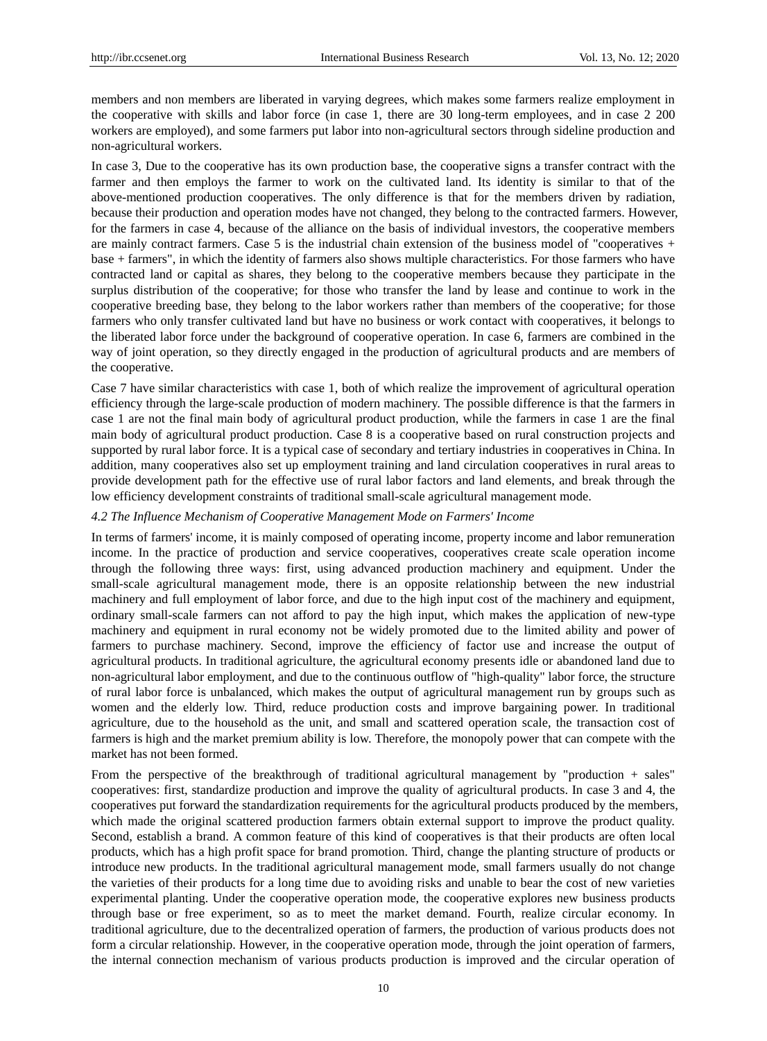members and non members are liberated in varying degrees, which makes some farmers realize employment in the cooperative with skills and labor force (in case 1, there are 30 long-term employees, and in case 2 200 workers are employed), and some farmers put labor into non-agricultural sectors through sideline production and non-agricultural workers.

In case 3, Due to the cooperative has its own production base, the cooperative signs a transfer contract with the farmer and then employs the farmer to work on the cultivated land. Its identity is similar to that of the above-mentioned production cooperatives. The only difference is that for the members driven by radiation, because their production and operation modes have not changed, they belong to the contracted farmers. However, for the farmers in case 4, because of the alliance on the basis of individual investors, the cooperative members are mainly contract farmers. Case 5 is the industrial chain extension of the business model of "cooperatives + base + farmers", in which the identity of farmers also shows multiple characteristics. For those farmers who have contracted land or capital as shares, they belong to the cooperative members because they participate in the surplus distribution of the cooperative; for those who transfer the land by lease and continue to work in the cooperative breeding base, they belong to the labor workers rather than members of the cooperative; for those farmers who only transfer cultivated land but have no business or work contact with cooperatives, it belongs to the liberated labor force under the background of cooperative operation. In case 6, farmers are combined in the way of joint operation, so they directly engaged in the production of agricultural products and are members of the cooperative.

Case 7 have similar characteristics with case 1, both of which realize the improvement of agricultural operation efficiency through the large-scale production of modern machinery. The possible difference is that the farmers in case 1 are not the final main body of agricultural product production, while the farmers in case 1 are the final main body of agricultural product production. Case 8 is a cooperative based on rural construction projects and supported by rural labor force. It is a typical case of secondary and tertiary industries in cooperatives in China. In addition, many cooperatives also set up employment training and land circulation cooperatives in rural areas to provide development path for the effective use of rural labor factors and land elements, and break through the low efficiency development constraints of traditional small-scale agricultural management mode.

### *4.2 The Influence Mechanism of Cooperative Management Mode on Farmers' Income*

In terms of farmers' income, it is mainly composed of operating income, property income and labor remuneration income. In the practice of production and service cooperatives, cooperatives create scale operation income through the following three ways: first, using advanced production machinery and equipment. Under the small-scale agricultural management mode, there is an opposite relationship between the new industrial machinery and full employment of labor force, and due to the high input cost of the machinery and equipment, ordinary small-scale farmers can not afford to pay the high input, which makes the application of new-type machinery and equipment in rural economy not be widely promoted due to the limited ability and power of farmers to purchase machinery. Second, improve the efficiency of factor use and increase the output of agricultural products. In traditional agriculture, the agricultural economy presents idle or abandoned land due to non-agricultural labor employment, and due to the continuous outflow of "high-quality" labor force, the structure of rural labor force is unbalanced, which makes the output of agricultural management run by groups such as women and the elderly low. Third, reduce production costs and improve bargaining power. In traditional agriculture, due to the household as the unit, and small and scattered operation scale, the transaction cost of farmers is high and the market premium ability is low. Therefore, the monopoly power that can compete with the market has not been formed.

From the perspective of the breakthrough of traditional agricultural management by "production + sales" cooperatives: first, standardize production and improve the quality of agricultural products. In case 3 and 4, the cooperatives put forward the standardization requirements for the agricultural products produced by the members, which made the original scattered production farmers obtain external support to improve the product quality. Second, establish a brand. A common feature of this kind of cooperatives is that their products are often local products, which has a high profit space for brand promotion. Third, change the planting structure of products or introduce new products. In the traditional agricultural management mode, small farmers usually do not change the varieties of their products for a long time due to avoiding risks and unable to bear the cost of new varieties experimental planting. Under the cooperative operation mode, the cooperative explores new business products through base or free experiment, so as to meet the market demand. Fourth, realize circular economy. In traditional agriculture, due to the decentralized operation of farmers, the production of various products does not form a circular relationship. However, in the cooperative operation mode, through the joint operation of farmers, the internal connection mechanism of various products production is improved and the circular operation of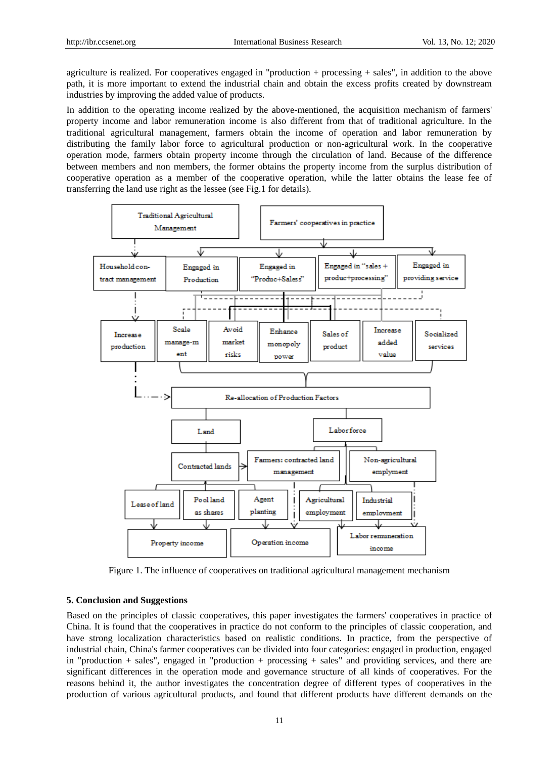agriculture is realized. For cooperatives engaged in "production + processing + sales", in addition to the above path, it is more important to extend the industrial chain and obtain the excess profits created by downstream industries by improving the added value of products.

In addition to the operating income realized by the above-mentioned, the acquisition mechanism of farmers' property income and labor remuneration income is also different from that of traditional agriculture. In the traditional agricultural management, farmers obtain the income of operation and labor remuneration by distributing the family labor force to agricultural production or non-agricultural work. In the cooperative operation mode, farmers obtain property income through the circulation of land. Because of the difference between members and non members, the former obtains the property income from the surplus distribution of cooperative operation as a member of the cooperative operation, while the latter obtains the lease fee of transferring the land use right as the lessee (see Fig.1 for details).

Figure 1. The influence of cooperatives on traditional agricultural management mechanism

## 5. Conclusion and Suggestions

Based on the principles of classic cooperatives, this paper investigates the farmers' cooperatives in practice of China. It is found that the cooperatives in practice do not conform to the principles of classic cooperation, and have strong localization characteristics based on realistic conditions. In practice, from the perspective of industrial chain, China's farmer cooperatives can be divided into four categories: engaged in production, engaged in "production + sales", engaged in "production + processing + sales" and providing services, and there are significant differences in the operation mode and governance structure of all kinds of cooperatives. For the reasons behind it, the author investigates the concentration degree of different types of cooperatives in the production of various agricultural products, and found that different products have different demands on the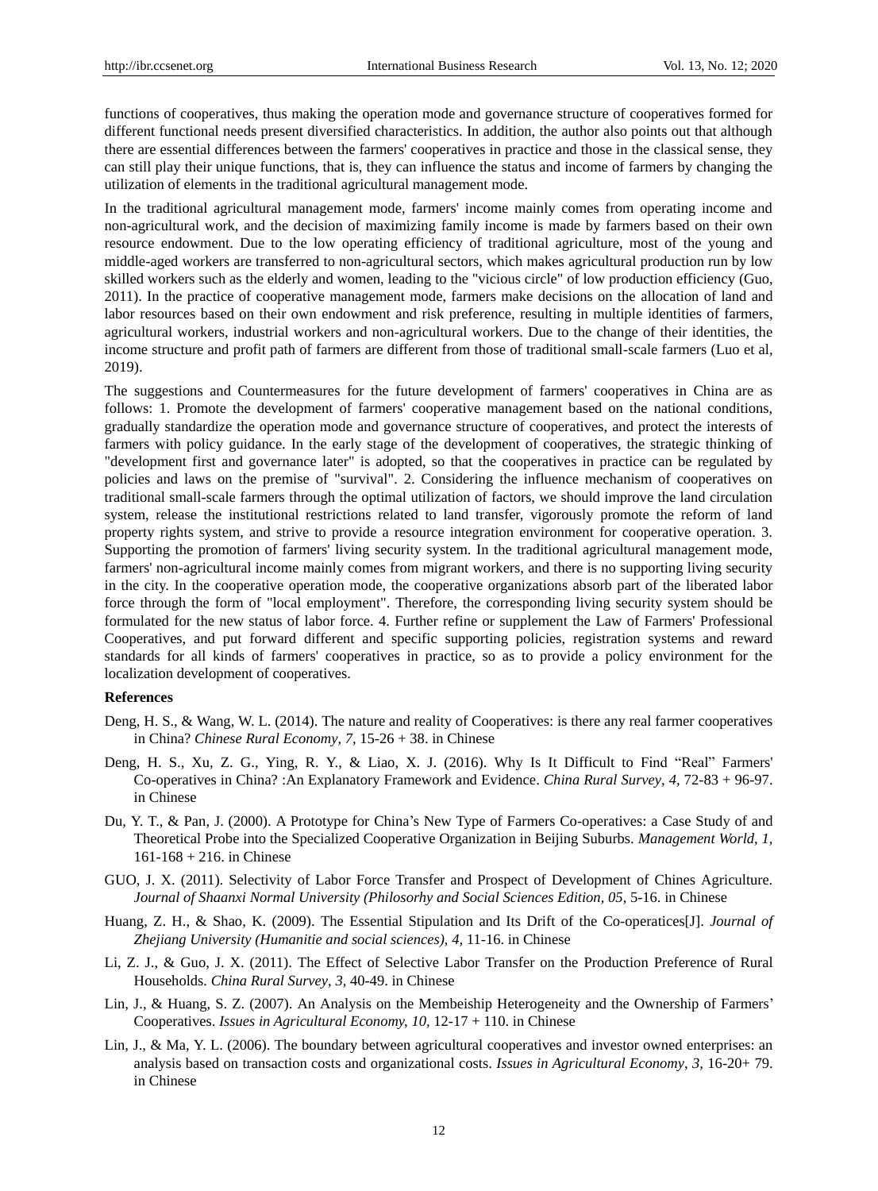functions of cooperatives, thus making the operation mode and governance structure of cooperatives formed for different functional needs present diversified characteristics. In addition, the author also points out that although there are essential differences between the farmers' cooperatives in practice and those in the classical sense, they can still play their unique functions, that is, they can influence the status and income of farmers by changing the utilization of elements in the traditional agricultural management mode.

In the traditional agricultural management mode, farmers' income mainly comes from operating income and non-agricultural work, and the decision of maximizing family income is made by farmers based on their own resource endowment. Due to the low operating efficiency of traditional agriculture, most of the young and middle-aged workers are transferred to non-agricultural sectors, which makes agricultural production run by low skilled workers such as the elderly and women, leading to the "vicious circle" of low production efficiency (Guo, 2011). In the practice of cooperative management mode, farmers make decisions on the allocation of land and labor resources based on their own endowment and risk preference, resulting in multiple identities of farmers, agricultural workers, industrial workers and non-agricultural workers. Due to the change of their identities, the income structure and profit path of farmers are different from those of traditional small-scale farmers (Luo et al, 2019).

The suggestions and Countermeasures for the future development of farmers' cooperatives in China are as follows: 1. Promote the development of farmers' cooperative management based on the national conditions, gradually standardize the operation mode and governance structure of cooperatives, and protect the interests of farmers with policy guidance. In the early stage of the development of cooperatives, the strategic thinking of "development first and governance later" is adopted, so that the cooperatives in practice can be regulated by policies and laws on the premise of "survival". 2. Considering the influence mechanism of cooperatives on traditional small-scale farmers through the optimal utilization of factors, we should improve the land circulation system, release the institutional restrictions related to land transfer, vigorously promote the reform of land property rights system, and strive to provide a resource integration environment for cooperative operation. 3. Supporting the promotion of farmers' living security system. In the traditional agricultural management mode, farmers' non-agricultural income mainly comes from migrant workers, and there is no supporting living security in the city. In the cooperative operation mode, the cooperative organizations absorb part of the liberated labor force through the form of "local employment". Therefore, the corresponding living security system should be formulated for the new status of labor force. 4. Further refine or supplement the Law of Farmers' Professional Cooperatives, and put forward different and specific supporting policies, registration systems and reward standards for all kinds of farmers' cooperatives in practice, so as to provide a policy environment for the localization development of cooperatives.

**References**

Deng, H. S., & Wang, W. L. (2014). The nature and reality of Cooperatives: is there any real farmer cooperatives in China? *Chinese Rural Economy*, *7*, 15-26 + 38. in Chinese

Deng, H. S., Xu, Z. G., Ying, R. Y., & Liao, X. J. (2016). Why Is It Difficult to Find "Real" Farmers' Co-operatives in China? :An Explanatory Framework and Evidence. *China Rural Survey*, *4*, 72-83 + 96-97. in Chinese

Du, Y. T., & Pan, J. (2000). A Prototype for China's New Type of Farmers Co-operatives: a Case Study of and Theoretical Probe into the Specialized Cooperative Organization in Beijing Suburbs. *Management World*, *1*, 161-168 + 216. in Chinese

GUO, J. X. (2011). Selectivity of Labor Force Transfer and Prospect of Development of Chines Agriculture. *Journal of Shaanxi Normal University (Philosorhy and Social Sciences Edition*, *05*, 5-16. in Chinese

Huang, Z. H., & Shao, K. (2009). The Essential Stipulation and Its Drift of the Co-operatices[J]. *Journal of Zhejiang University (Humanitie and social sciences)*, *4*, 11-16. in Chinese

Li, Z. J., & Guo, J. X. (2011). The Effect of Selective Labor Transfer on the Production Preference of Rural Households. *China Rural Survey*, *3*, 40-49. in Chinese

Lin, J., & Huang, S. Z. (2007). An Analysis on the Membeiship Heterogeneity and the Ownership of Farmers' Cooperatives. *Issues in Agricultural Economy, 10*, 12-17 + 110. in Chinese

Lin, J., & Ma, Y. L. (2006). The boundary between agricultural cooperatives and investor owned enterprises: an analysis based on transaction costs and organizational costs. *Issues in Agricultural Economy*, *3*, 16-20+ 79. in Chinese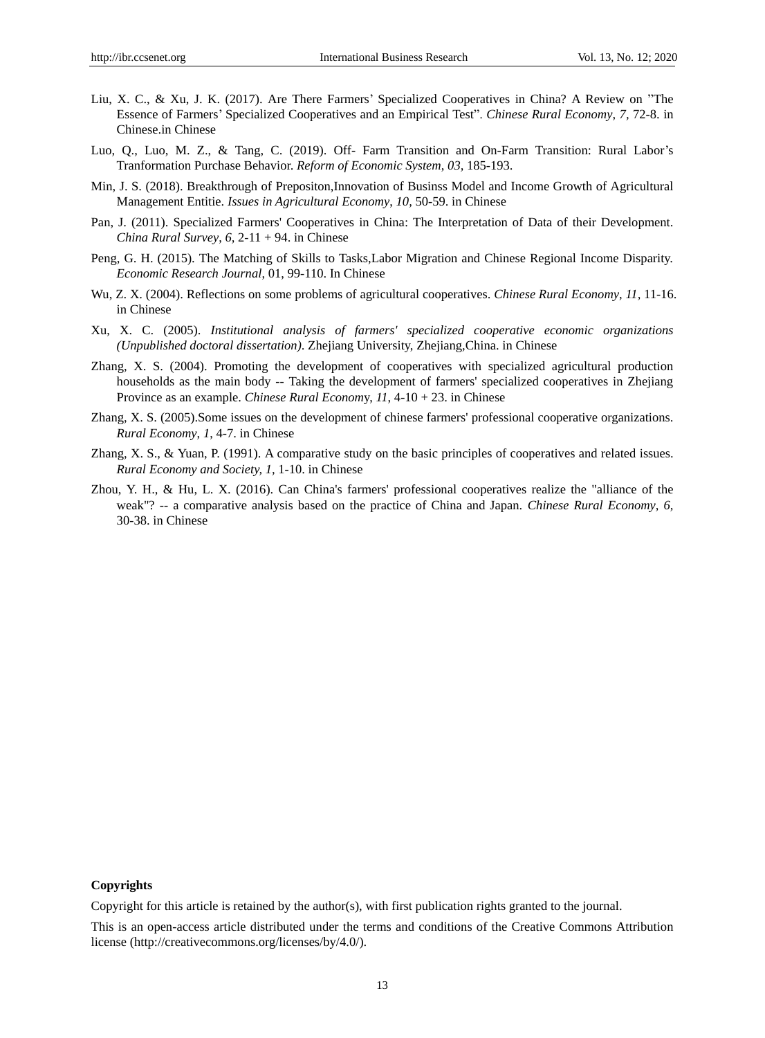Liu, X. C., & Xu, J. K. (2017). Are There Farmers' Specialized Cooperatives in China? A Review on "The Essence of Farmers' Specialized Cooperatives and an Empirical Test". *Chinese Rural Economy*, *7*, 72-8. in Chinese.in Chinese

Luo, Q., Luo, M. Z., & Tang, C. (2019). Off- Farm Transition and On-Farm Transition: Rural Labor's Tranformation Purchase Behavior. *Reform of Economic System*, *03*, 185-193.

Min, J. S. (2018). Breakthrough of Prepositon,Innovation of Businss Model and Income Growth of Agricultural Management Entitie. *Issues in Agricultural Economy*, *10*, 50-59. in Chinese

Pan, J. (2011). Specialized Farmers' Cooperatives in China: The Interpretation of Data of their Development. *China Rural Survey*, *6*, 2-11 + 94. in Chinese

Peng, G. H. (2015). The Matching of Skills to Tasks,Labor Migration and Chinese Regional Income Disparity. *Economic Research Journal*, 01, 99-110. In Chinese

Wu, Z. X. (2004). Reflections on some problems of agricultural cooperatives. *Chinese Rural Economy*, *11*, 11-16. in Chinese

Xu, X. C. (2005). *Institutional analysis of farmers' specialized cooperative economic organizations (Unpublished doctoral dissertation)*. Zhejiang University, Zhejiang,China. in Chinese

Zhang, X. S. (2004). Promoting the development of cooperatives with specialized agricultural production households as the main body -- Taking the development of farmers' specialized cooperatives in Zhejiang Province as an example. *Chinese Rural Economy*, *11*, 4-10 + 23. in Chinese

Zhang, X. S. (2005).Some issues on the development of chinese farmers' professional cooperative organizations. *Rural Economy*, *1*, 4-7. in Chinese

Zhang, X. S., & Yuan, P. (1991). A comparative study on the basic principles of cooperatives and related issues. *Rural Economy and Society*, *1*, 1-10. in Chinese

Zhou, Y. H., & Hu, L. X. (2016). Can China's farmers' professional cooperatives realize the "alliance of the weak"? -- a comparative analysis based on the practice of China and Japan. *Chinese Rural Economy*, *6*, 30-38. in Chinese

**Copyrights**

Copyright for this article is retained by the author(s), with first publication rights granted to the journal.

This is an open-access article distributed under the terms and conditions of the Creative Commons Attribution license (http://creativecommons.org/licenses/by/4.0/).